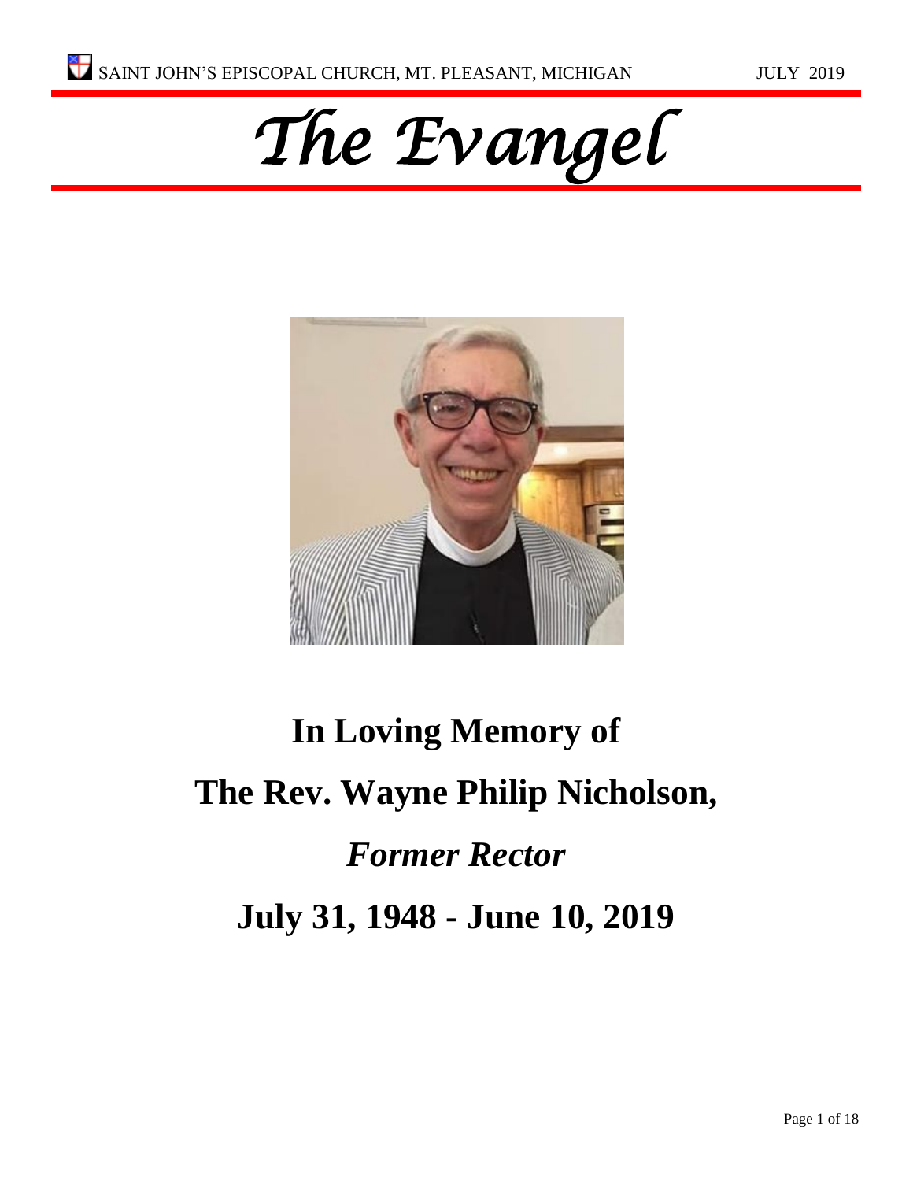SAINT JOHN'S EPISCOPAL CHURCH, MT. PLEASANT, MICHIGAN JULY 2019

# *The Evangel*

## In Loving Memory of

## The Rev. Wayne Philip Nicholson,

## *Former Rector*

## July 31, 1948 - June 10, 2019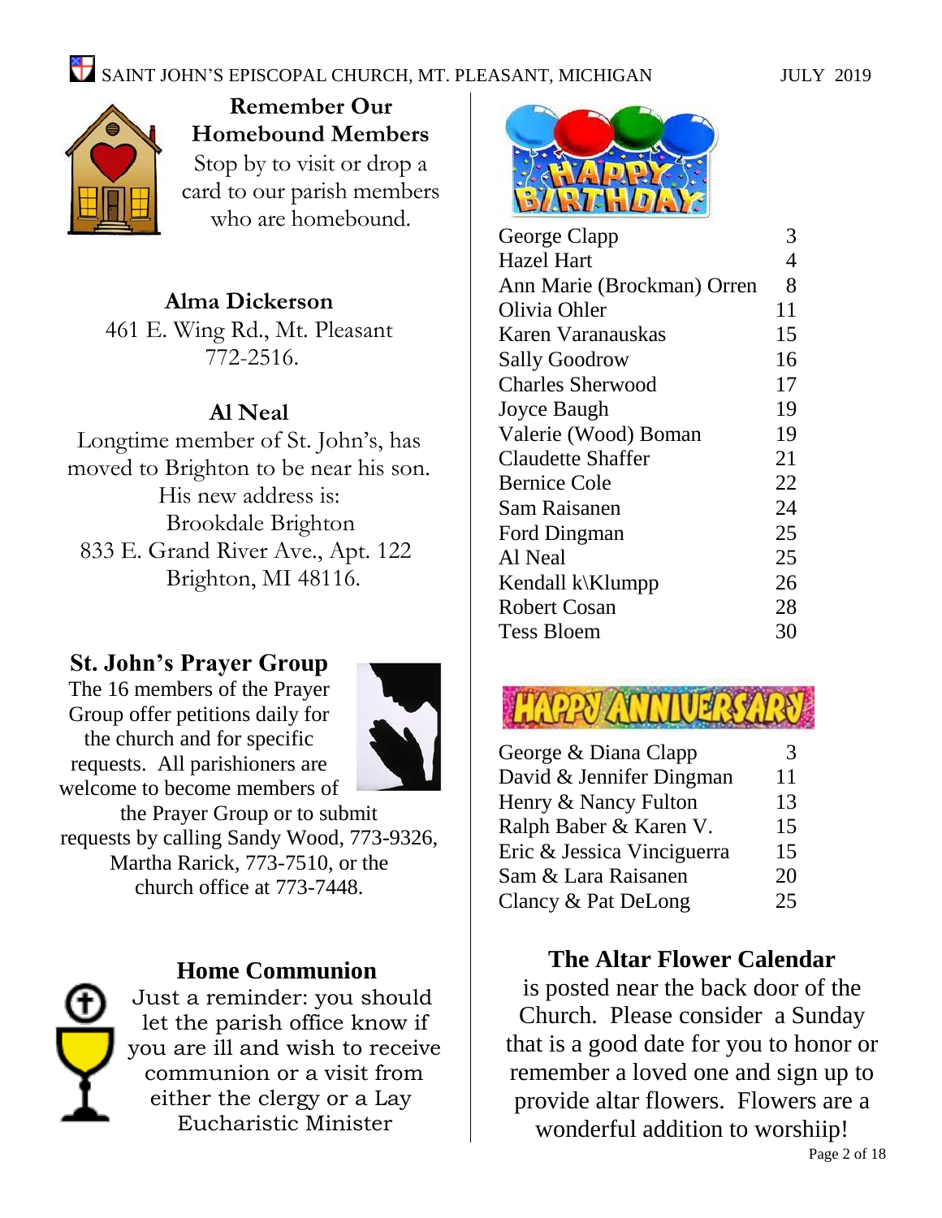## Remember Our Homebound Members

Stop by to visit or drop a card to our parish members who are homebound.

**Alma Dickerson**
461 E. Wing Rd., Mt. Pleasant
772-2516.

**Al Neal**
Longtime member of St. John's, has moved to Brighton to be near his son. His new address is:
Brookdale Brighton
833 E. Grand River Ave., Apt. 122
Brighton, MI 48116.

## St. John's Prayer Group

The 16 members of the Prayer Group offer petitions daily for the church and for specific requests. All parishioners are welcome to become members of the Prayer Group or to submit requests by calling Sandy Wood, 773-9326, Martha Rarick, 773-7510, or the church office at 773-7448.

## Home Communion

Just a reminder: you should let the parish office know if you are ill and wish to receive communion or a visit from either the clergy or a Lay Eucharistic Minister

## Happy Birthday

| Name | Day |
| --- | --- |
| George Clapp | 3 |
| Hazel Hart | 4 |
| Ann Marie (Brockman) Orren | 8 |
| Olivia Ohler | 11 |
| Karen Varanauskas | 15 |
| Sally Goodrow | 16 |
| Charles Sherwood | 17 |
| Joyce Baugh | 19 |
| Valerie (Wood) Boman | 19 |
| Claudette Shaffer | 21 |
| Bernice Cole | 22 |
| Sam Raisanen | 24 |
| Ford Dingman | 25 |
| Al Neal | 25 |
| Kendall k\Klumpp | 26 |
| Robert Cosan | 28 |
| Tess Bloem | 30 |

## Happy Anniversary

| Names | Day |
| --- | --- |
| George & Diana Clapp | 3 |
| David & Jennifer Dingman | 11 |
| Henry & Nancy Fulton | 13 |
| Ralph Baber & Karen V. | 15 |
| Eric & Jessica Vinciguerra | 15 |
| Sam & Lara Raisanen | 20 |
| Clancy & Pat DeLong | 25 |

## The Altar Flower Calendar

is posted near the back door of the Church. Please consider a Sunday that is a good date for you to honor or remember a loved one and sign up to provide altar flowers. Flowers are a wonderful addition to worshiip!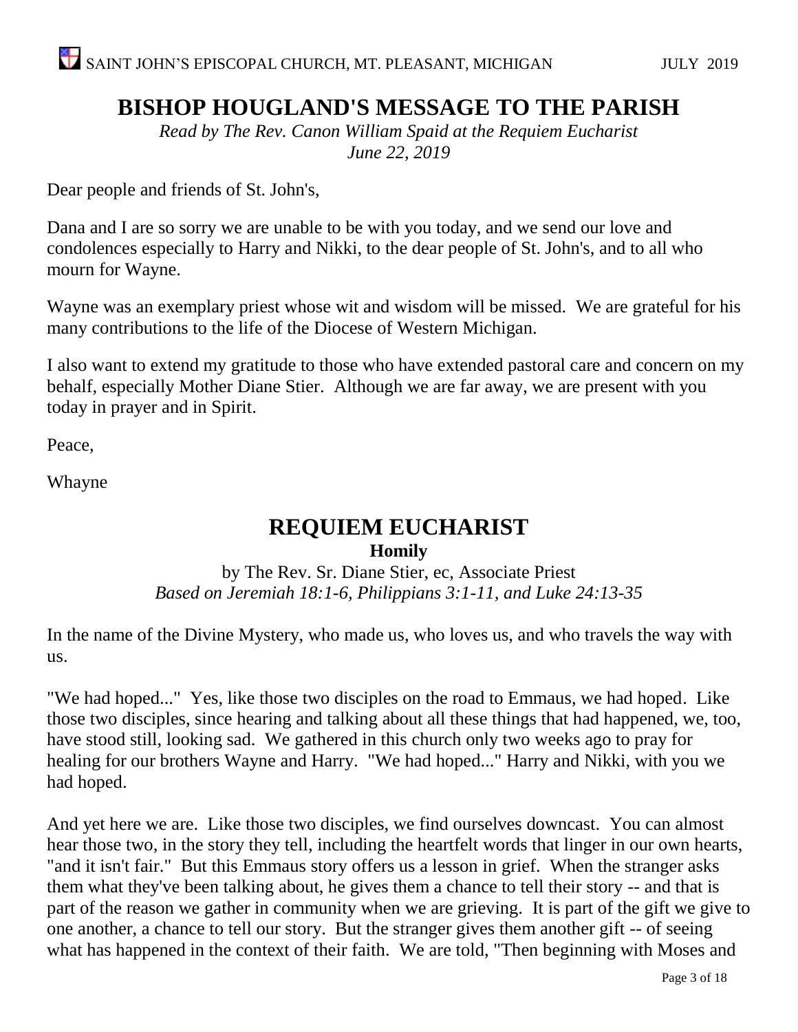# BISHOP HOUGLAND'S MESSAGE TO THE PARISH

*Read by The Rev. Canon William Spaid at the Requiem Eucharist*
*June 22, 2019*

Dear people and friends of St. John's,

Dana and I are so sorry we are unable to be with you today, and we send our love and condolences especially to Harry and Nikki, to the dear people of St. John's, and to all who mourn for Wayne.

Wayne was an exemplary priest whose wit and wisdom will be missed. We are grateful for his many contributions to the life of the Diocese of Western Michigan.

I also want to extend my gratitude to those who have extended pastoral care and concern on my behalf, especially Mother Diane Stier. Although we are far away, we are present with you today in prayer and in Spirit.

Peace,

Whayne

# REQUIEM EUCHARIST

**Homily**

by The Rev. Sr. Diane Stier, ec, Associate Priest
*Based on Jeremiah 18:1-6, Philippians 3:1-11, and Luke 24:13-35*

In the name of the Divine Mystery, who made us, who loves us, and who travels the way with us.

"We had hoped..." Yes, like those two disciples on the road to Emmaus, we had hoped. Like those two disciples, since hearing and talking about all these things that had happened, we, too, have stood still, looking sad. We gathered in this church only two weeks ago to pray for healing for our brothers Wayne and Harry. "We had hoped..." Harry and Nikki, with you we had hoped.

And yet here we are. Like those two disciples, we find ourselves downcast. You can almost hear those two, in the story they tell, including the heartfelt words that linger in our own hearts, "and it isn't fair." But this Emmaus story offers us a lesson in grief. When the stranger asks them what they've been talking about, he gives them a chance to tell their story -- and that is part of the reason we gather in community when we are grieving. It is part of the gift we give to one another, a chance to tell our story. But the stranger gives them another gift -- of seeing what has happened in the context of their faith. We are told, "Then beginning with Moses and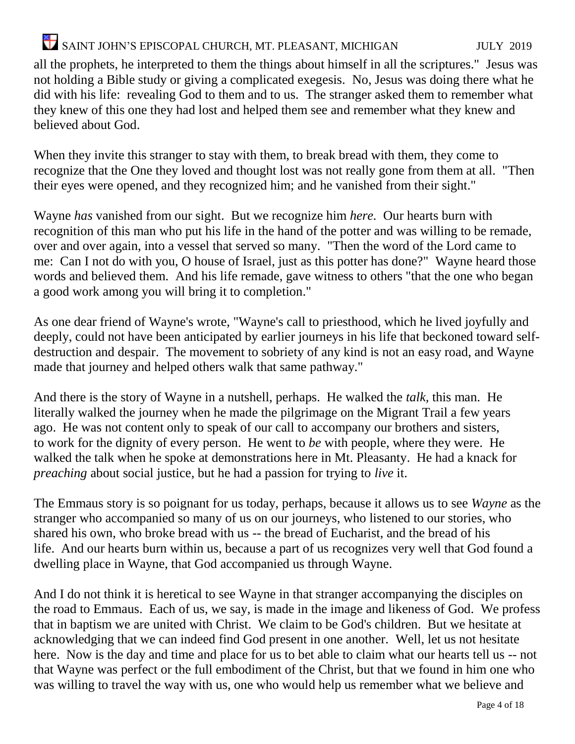all the prophets, he interpreted to them the things about himself in all the scriptures." Jesus was not holding a Bible study or giving a complicated exegesis. No, Jesus was doing there what he did with his life: revealing God to them and to us. The stranger asked them to remember what they knew of this one they had lost and helped them see and remember what they knew and believed about God.

When they invite this stranger to stay with them, to break bread with them, they come to recognize that the One they loved and thought lost was not really gone from them at all. "Then their eyes were opened, and they recognized him; and he vanished from their sight."

Wayne *has* vanished from our sight. But we recognize him *here*. Our hearts burn with recognition of this man who put his life in the hand of the potter and was willing to be remade, over and over again, into a vessel that served so many. "Then the word of the Lord came to me: Can I not do with you, O house of Israel, just as this potter has done?" Wayne heard those words and believed them. And his life remade, gave witness to others "that the one who began a good work among you will bring it to completion."

As one dear friend of Wayne's wrote, "Wayne's call to priesthood, which he lived joyfully and deeply, could not have been anticipated by earlier journeys in his life that beckoned toward self-destruction and despair. The movement to sobriety of any kind is not an easy road, and Wayne made that journey and helped others walk that same pathway."

And there is the story of Wayne in a nutshell, perhaps. He walked the *talk*, this man. He literally walked the journey when he made the pilgrimage on the Migrant Trail a few years ago. He was not content only to speak of our call to accompany our brothers and sisters, to work for the dignity of every person. He went to *be* with people, where they were. He walked the talk when he spoke at demonstrations here in Mt. Pleasanty. He had a knack for *preaching* about social justice, but he had a passion for trying to *live* it.

The Emmaus story is so poignant for us today, perhaps, because it allows us to see *Wayne* as the stranger who accompanied so many of us on our journeys, who listened to our stories, who shared his own, who broke bread with us -- the bread of Eucharist, and the bread of his life. And our hearts burn within us, because a part of us recognizes very well that God found a dwelling place in Wayne, that God accompanied us through Wayne.

And I do not think it is heretical to see Wayne in that stranger accompanying the disciples on the road to Emmaus. Each of us, we say, is made in the image and likeness of God. We profess that in baptism we are united with Christ. We claim to be God's children. But we hesitate at acknowledging that we can indeed find God present in one another. Well, let us not hesitate here. Now is the day and time and place for us to bet able to claim what our hearts tell us -- not that Wayne was perfect or the full embodiment of the Christ, but that we found in him one who was willing to travel the way with us, one who would help us remember what we believe and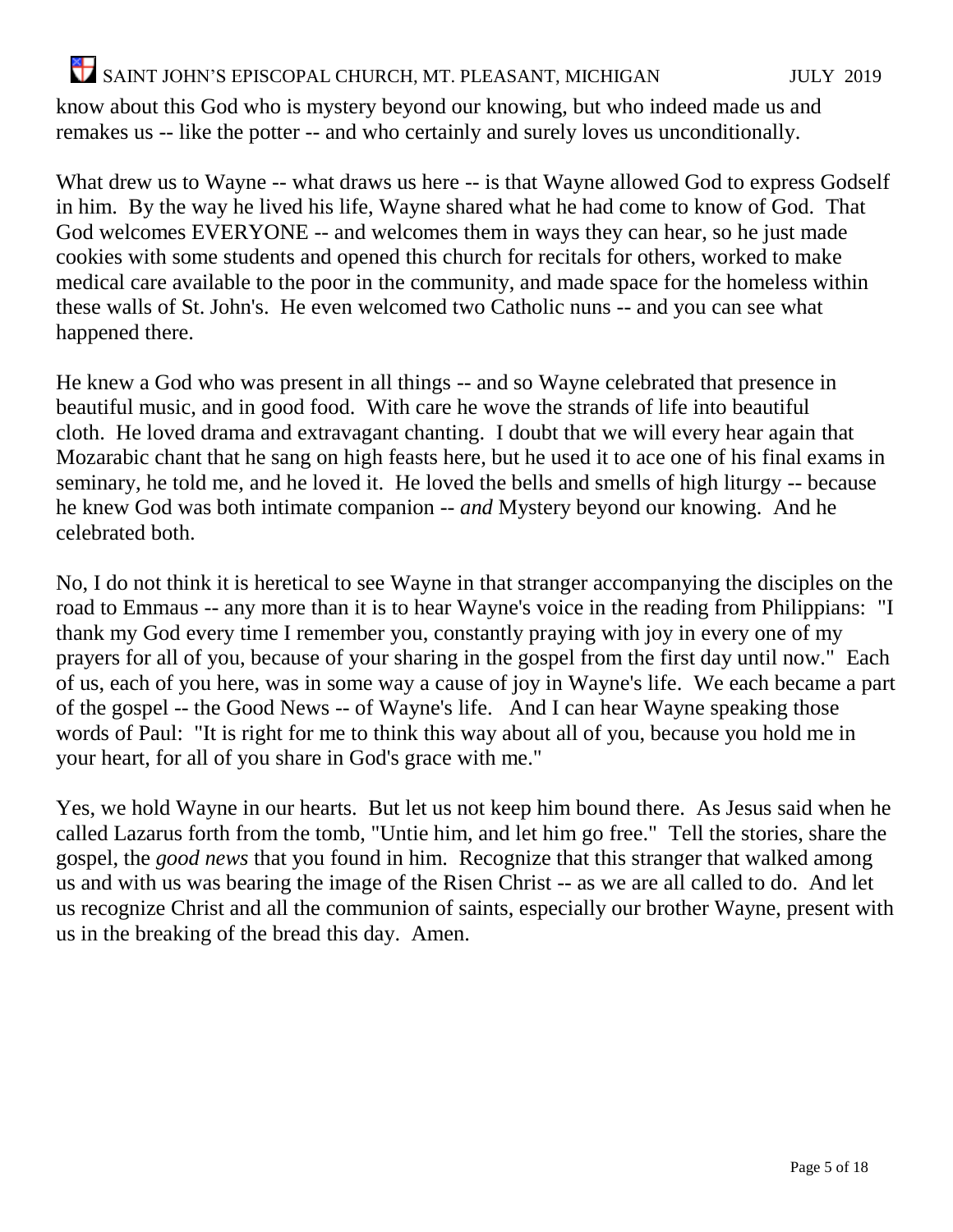know about this God who is mystery beyond our knowing, but who indeed made us and remakes us -- like the potter -- and who certainly and surely loves us unconditionally.

What drew us to Wayne -- what draws us here -- is that Wayne allowed God to express Godself in him. By the way he lived his life, Wayne shared what he had come to know of God. That God welcomes EVERYONE -- and welcomes them in ways they can hear, so he just made cookies with some students and opened this church for recitals for others, worked to make medical care available to the poor in the community, and made space for the homeless within these walls of St. John's. He even welcomed two Catholic nuns -- and you can see what happened there.

He knew a God who was present in all things -- and so Wayne celebrated that presence in beautiful music, and in good food. With care he wove the strands of life into beautiful cloth. He loved drama and extravagant chanting. I doubt that we will every hear again that Mozarabic chant that he sang on high feasts here, but he used it to ace one of his final exams in seminary, he told me, and he loved it. He loved the bells and smells of high liturgy -- because he knew God was both intimate companion -- *and* Mystery beyond our knowing. And he celebrated both.

No, I do not think it is heretical to see Wayne in that stranger accompanying the disciples on the road to Emmaus -- any more than it is to hear Wayne's voice in the reading from Philippians: "I thank my God every time I remember you, constantly praying with joy in every one of my prayers for all of you, because of your sharing in the gospel from the first day until now." Each of us, each of you here, was in some way a cause of joy in Wayne's life. We each became a part of the gospel -- the Good News -- of Wayne's life. And I can hear Wayne speaking those words of Paul: "It is right for me to think this way about all of you, because you hold me in your heart, for all of you share in God's grace with me."

Yes, we hold Wayne in our hearts. But let us not keep him bound there. As Jesus said when he called Lazarus forth from the tomb, "Untie him, and let him go free." Tell the stories, share the gospel, the *good news* that you found in him. Recognize that this stranger that walked among us and with us was bearing the image of the Risen Christ -- as we are all called to do. And let us recognize Christ and all the communion of saints, especially our brother Wayne, present with us in the breaking of the bread this day. Amen.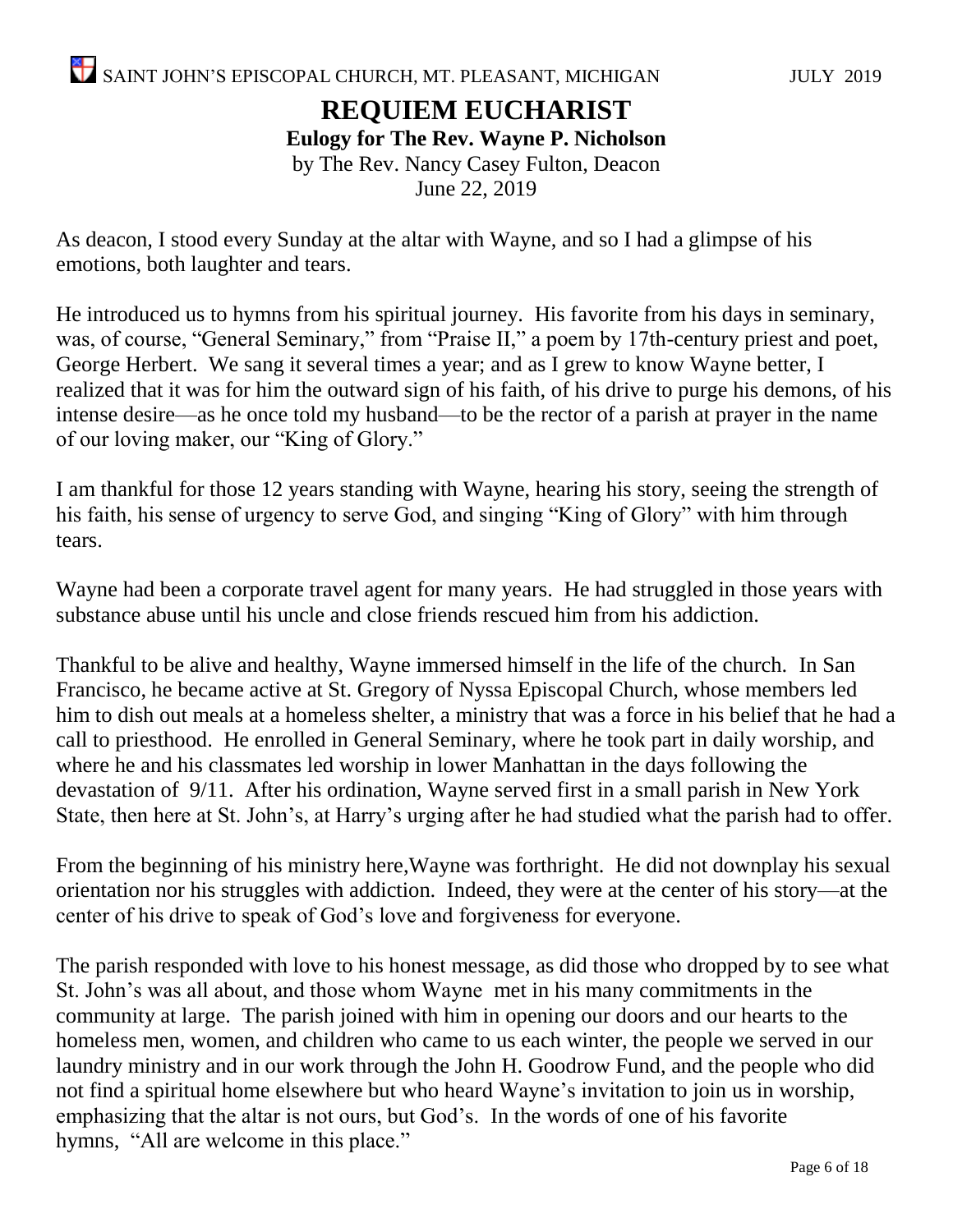# REQUIEM EUCHARIST

**Eulogy for The Rev. Wayne P. Nicholson**

by The Rev. Nancy Casey Fulton, Deacon
June 22, 2019

As deacon, I stood every Sunday at the altar with Wayne, and so I had a glimpse of his emotions, both laughter and tears.

He introduced us to hymns from his spiritual journey. His favorite from his days in seminary, was, of course, "General Seminary," from "Praise II," a poem by 17th-century priest and poet, George Herbert. We sang it several times a year; and as I grew to know Wayne better, I realized that it was for him the outward sign of his faith, of his drive to purge his demons, of his intense desire—as he once told my husband—to be the rector of a parish at prayer in the name of our loving maker, our "King of Glory."

I am thankful for those 12 years standing with Wayne, hearing his story, seeing the strength of his faith, his sense of urgency to serve God, and singing "King of Glory" with him through tears.

Wayne had been a corporate travel agent for many years. He had struggled in those years with substance abuse until his uncle and close friends rescued him from his addiction.

Thankful to be alive and healthy, Wayne immersed himself in the life of the church. In San Francisco, he became active at St. Gregory of Nyssa Episcopal Church, whose members led him to dish out meals at a homeless shelter, a ministry that was a force in his belief that he had a call to priesthood. He enrolled in General Seminary, where he took part in daily worship, and where he and his classmates led worship in lower Manhattan in the days following the devastation of 9/11. After his ordination, Wayne served first in a small parish in New York State, then here at St. John's, at Harry's urging after he had studied what the parish had to offer.

From the beginning of his ministry here,Wayne was forthright. He did not downplay his sexual orientation nor his struggles with addiction. Indeed, they were at the center of his story—at the center of his drive to speak of God's love and forgiveness for everyone.

The parish responded with love to his honest message, as did those who dropped by to see what St. John's was all about, and those whom Wayne met in his many commitments in the community at large. The parish joined with him in opening our doors and our hearts to the homeless men, women, and children who came to us each winter, the people we served in our laundry ministry and in our work through the John H. Goodrow Fund, and the people who did not find a spiritual home elsewhere but who heard Wayne's invitation to join us in worship, emphasizing that the altar is not ours, but God's. In the words of one of his favorite hymns, "All are welcome in this place."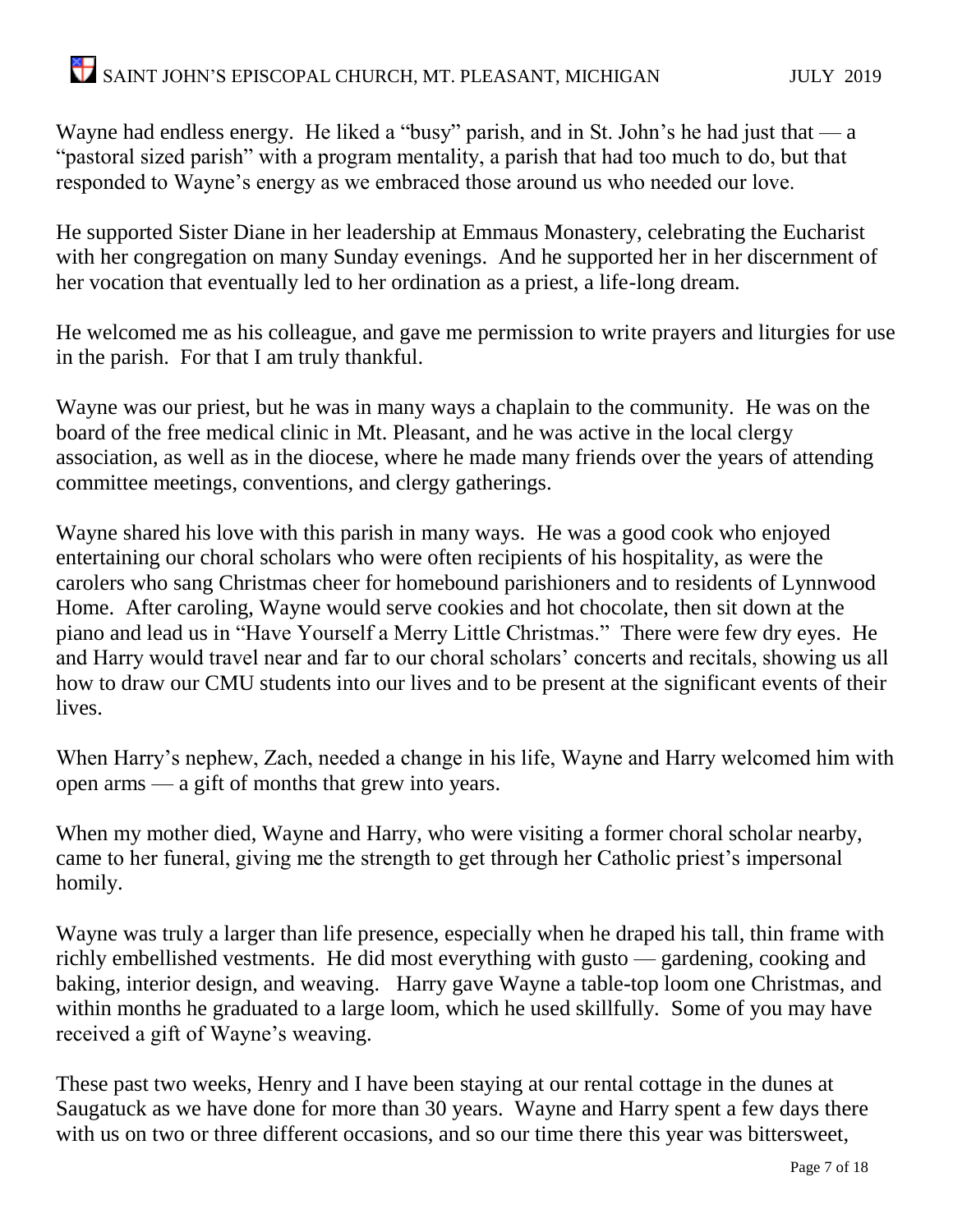Wayne had endless energy. He liked a "busy" parish, and in St. John's he had just that — a "pastoral sized parish" with a program mentality, a parish that had too much to do, but that responded to Wayne's energy as we embraced those around us who needed our love.

He supported Sister Diane in her leadership at Emmaus Monastery, celebrating the Eucharist with her congregation on many Sunday evenings. And he supported her in her discernment of her vocation that eventually led to her ordination as a priest, a life-long dream.

He welcomed me as his colleague, and gave me permission to write prayers and liturgies for use in the parish. For that I am truly thankful.

Wayne was our priest, but he was in many ways a chaplain to the community. He was on the board of the free medical clinic in Mt. Pleasant, and he was active in the local clergy association, as well as in the diocese, where he made many friends over the years of attending committee meetings, conventions, and clergy gatherings.

Wayne shared his love with this parish in many ways. He was a good cook who enjoyed entertaining our choral scholars who were often recipients of his hospitality, as were the carolers who sang Christmas cheer for homebound parishioners and to residents of Lynnwood Home. After caroling, Wayne would serve cookies and hot chocolate, then sit down at the piano and lead us in "Have Yourself a Merry Little Christmas." There were few dry eyes. He and Harry would travel near and far to our choral scholars' concerts and recitals, showing us all how to draw our CMU students into our lives and to be present at the significant events of their lives.

When Harry's nephew, Zach, needed a change in his life, Wayne and Harry welcomed him with open arms — a gift of months that grew into years.

When my mother died, Wayne and Harry, who were visiting a former choral scholar nearby, came to her funeral, giving me the strength to get through her Catholic priest's impersonal homily.

Wayne was truly a larger than life presence, especially when he draped his tall, thin frame with richly embellished vestments. He did most everything with gusto — gardening, cooking and baking, interior design, and weaving. Harry gave Wayne a table-top loom one Christmas, and within months he graduated to a large loom, which he used skillfully. Some of you may have received a gift of Wayne's weaving.

These past two weeks, Henry and I have been staying at our rental cottage in the dunes at Saugatuck as we have done for more than 30 years. Wayne and Harry spent a few days there with us on two or three different occasions, and so our time there this year was bittersweet,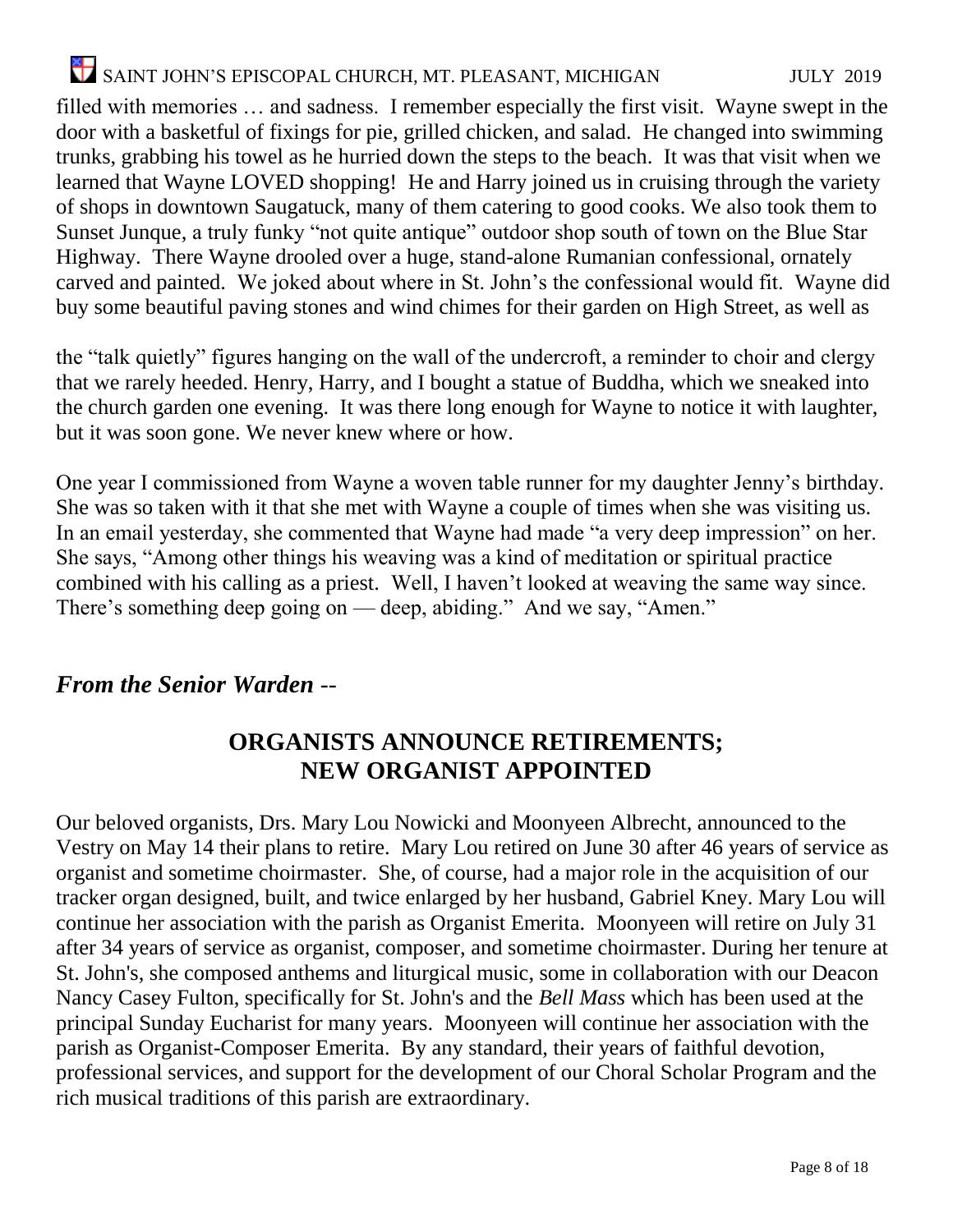filled with memories … and sadness. I remember especially the first visit. Wayne swept in the door with a basketful of fixings for pie, grilled chicken, and salad. He changed into swimming trunks, grabbing his towel as he hurried down the steps to the beach. It was that visit when we learned that Wayne LOVED shopping! He and Harry joined us in cruising through the variety of shops in downtown Saugatuck, many of them catering to good cooks. We also took them to Sunset Junque, a truly funky "not quite antique" outdoor shop south of town on the Blue Star Highway. There Wayne drooled over a huge, stand-alone Rumanian confessional, ornately carved and painted. We joked about where in St. John's the confessional would fit. Wayne did buy some beautiful paving stones and wind chimes for their garden on High Street, as well as

the "talk quietly" figures hanging on the wall of the undercroft, a reminder to choir and clergy that we rarely heeded. Henry, Harry, and I bought a statue of Buddha, which we sneaked into the church garden one evening. It was there long enough for Wayne to notice it with laughter, but it was soon gone. We never knew where or how.

One year I commissioned from Wayne a woven table runner for my daughter Jenny's birthday. She was so taken with it that she met with Wayne a couple of times when she was visiting us. In an email yesterday, she commented that Wayne had made "a very deep impression" on her. She says, "Among other things his weaving was a kind of meditation or spiritual practice combined with his calling as a priest. Well, I haven't looked at weaving the same way since. There's something deep going on — deep, abiding." And we say, "Amen."

## *From the Senior Warden* --

## ORGANISTS ANNOUNCE RETIREMENTS; NEW ORGANIST APPOINTED

Our beloved organists, Drs. Mary Lou Nowicki and Moonyeen Albrecht, announced to the Vestry on May 14 their plans to retire. Mary Lou retired on June 30 after 46 years of service as organist and sometime choirmaster. She, of course, had a major role in the acquisition of our tracker organ designed, built, and twice enlarged by her husband, Gabriel Kney. Mary Lou will continue her association with the parish as Organist Emerita. Moonyeen will retire on July 31 after 34 years of service as organist, composer, and sometime choirmaster. During her tenure at St. John's, she composed anthems and liturgical music, some in collaboration with our Deacon Nancy Casey Fulton, specifically for St. John's and the *Bell Mass* which has been used at the principal Sunday Eucharist for many years. Moonyeen will continue her association with the parish as Organist-Composer Emerita. By any standard, their years of faithful devotion, professional services, and support for the development of our Choral Scholar Program and the rich musical traditions of this parish are extraordinary.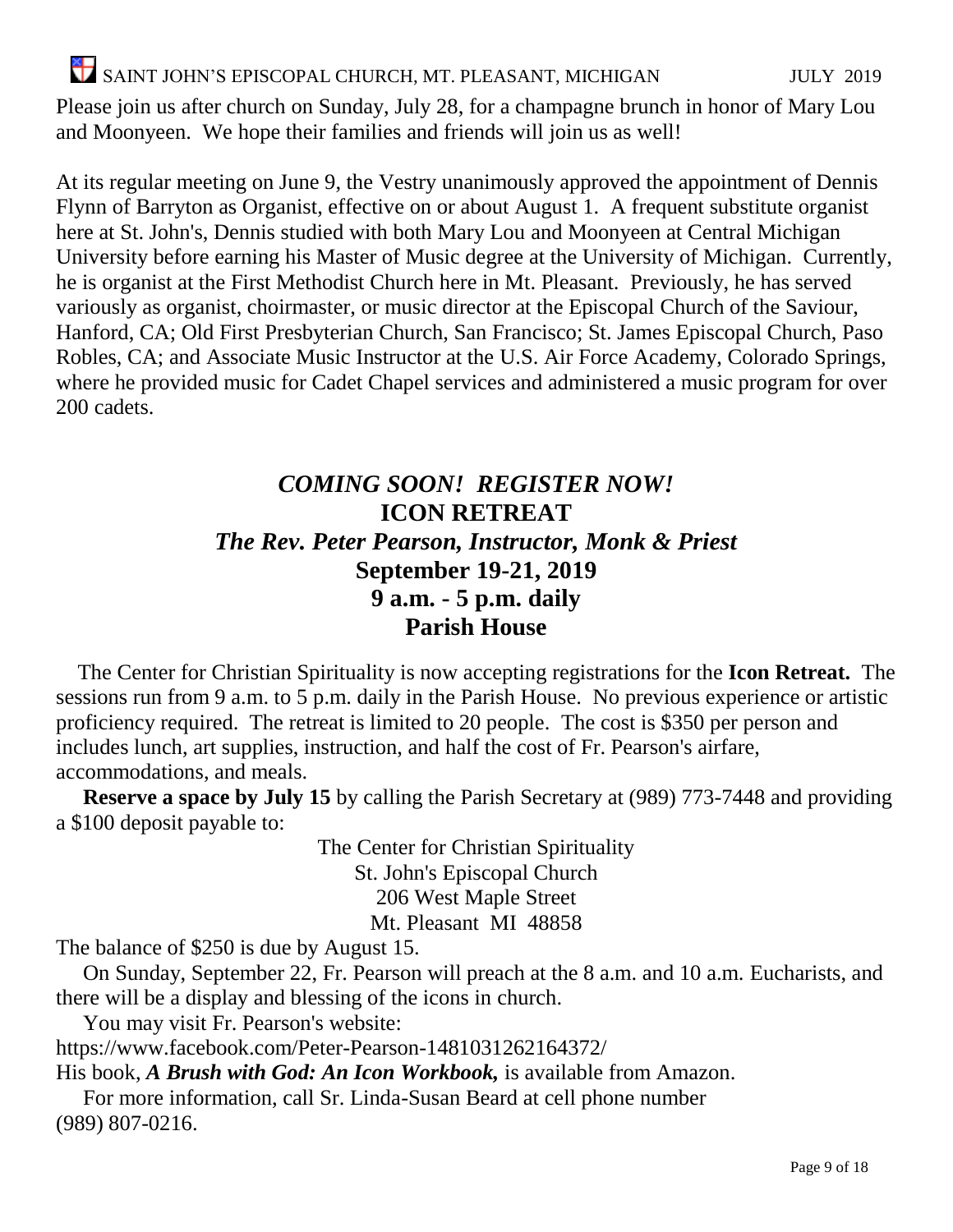Please join us after church on Sunday, July 28, for a champagne brunch in honor of Mary Lou and Moonyeen. We hope their families and friends will join us as well!

At its regular meeting on June 9, the Vestry unanimously approved the appointment of Dennis Flynn of Barryton as Organist, effective on or about August 1. A frequent substitute organist here at St. John's, Dennis studied with both Mary Lou and Moonyeen at Central Michigan University before earning his Master of Music degree at the University of Michigan. Currently, he is organist at the First Methodist Church here in Mt. Pleasant. Previously, he has served variously as organist, choirmaster, or music director at the Episcopal Church of the Saviour, Hanford, CA; Old First Presbyterian Church, San Francisco; St. James Episcopal Church, Paso Robles, CA; and Associate Music Instructor at the U.S. Air Force Academy, Colorado Springs, where he provided music for Cadet Chapel services and administered a music program for over 200 cadets.

***COMING SOON! REGISTER NOW!***

**ICON RETREAT**

***The Rev. Peter Pearson, Instructor, Monk & Priest***

**September 19-21, 2019**

**9 a.m. - 5 p.m. daily**

**Parish House**

The Center for Christian Spirituality is now accepting registrations for the **Icon Retreat.** The sessions run from 9 a.m. to 5 p.m. daily in the Parish House. No previous experience or artistic proficiency required. The retreat is limited to 20 people. The cost is $350 per person and includes lunch, art supplies, instruction, and half the cost of Fr. Pearson's airfare, accommodations, and meals.

**Reserve a space by July 15** by calling the Parish Secretary at (989) 773-7448 and providing a $100 deposit payable to:

The Center for Christian Spirituality
St. John's Episcopal Church
206 West Maple Street
Mt. Pleasant MI 48858

The balance of $250 is due by August 15.

On Sunday, September 22, Fr. Pearson will preach at the 8 a.m. and 10 a.m. Eucharists, and there will be a display and blessing of the icons in church.

You may visit Fr. Pearson's website:
https://www.facebook.com/Peter-Pearson-1481031262164372/
His book, ***A Brush with God: An Icon Workbook,*** is available from Amazon.

For more information, call Sr. Linda-Susan Beard at cell phone number (989) 807-0216.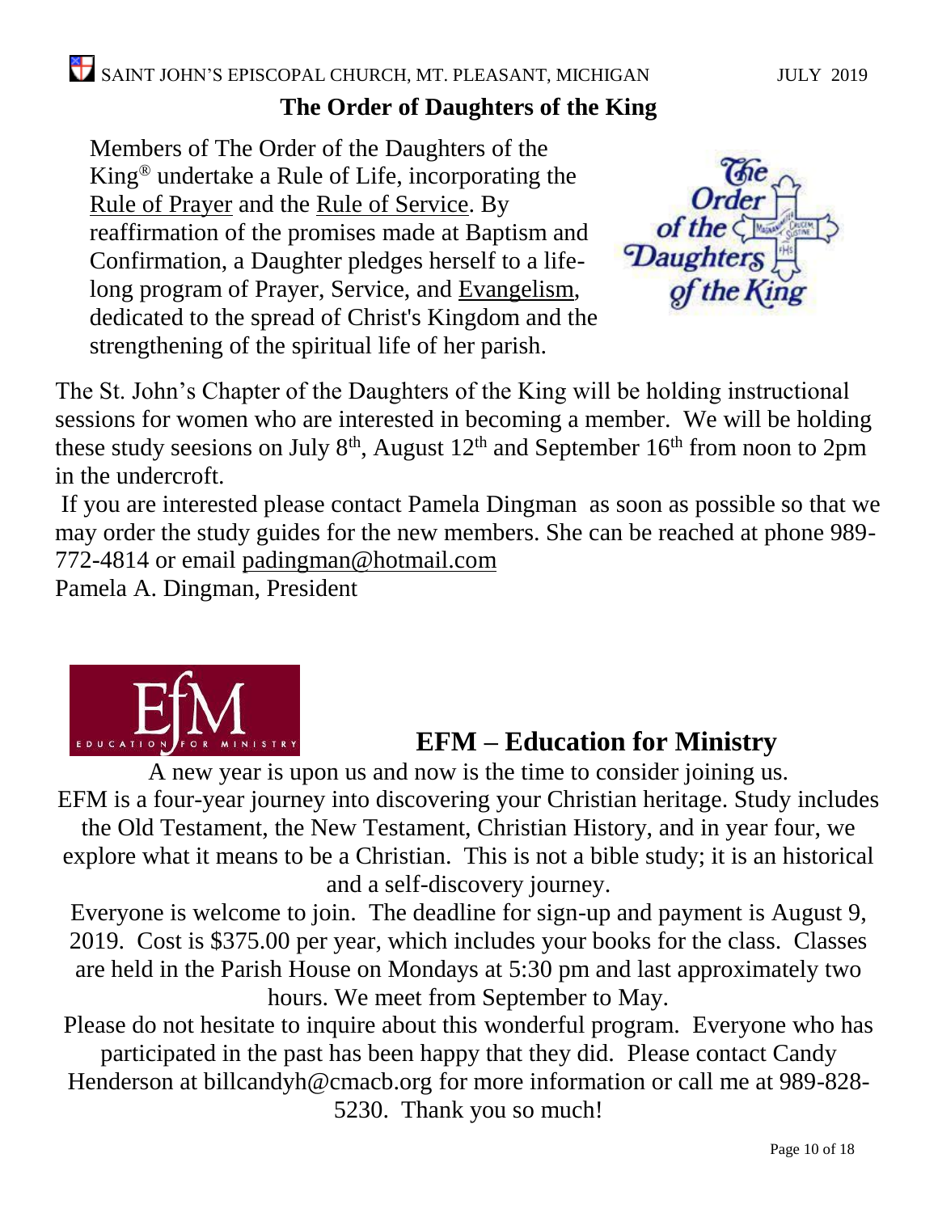## The Order of Daughters of the King

Members of The Order of the Daughters of the King® undertake a Rule of Life, incorporating the Rule of Prayer and the Rule of Service. By reaffirmation of the promises made at Baptism and Confirmation, a Daughter pledges herself to a life-long program of Prayer, Service, and Evangelism, dedicated to the spread of Christ's Kingdom and the strengthening of the spiritual life of her parish.

The St. John's Chapter of the Daughters of the King will be holding instructional sessions for women who are interested in becoming a member. We will be holding these study seesions on July 8th, August 12th and September 16th from noon to 2pm in the undercroft.

If you are interested please contact Pamela Dingman as soon as possible so that we may order the study guides for the new members. She can be reached at phone 989-772-4814 or email padingman@hotmail.com

Pamela A. Dingman, President

## EFM – Education for Ministry

A new year is upon us and now is the time to consider joining us.

EFM is a four-year journey into discovering your Christian heritage. Study includes the Old Testament, the New Testament, Christian History, and in year four, we explore what it means to be a Christian. This is not a bible study; it is an historical and a self-discovery journey.

Everyone is welcome to join. The deadline for sign-up and payment is August 9, 2019. Cost is $375.00 per year, which includes your books for the class. Classes are held in the Parish House on Mondays at 5:30 pm and last approximately two hours. We meet from September to May.

Please do not hesitate to inquire about this wonderful program. Everyone who has participated in the past has been happy that they did. Please contact Candy Henderson at billcandyh@cmacb.org for more information or call me at 989-828-5230. Thank you so much!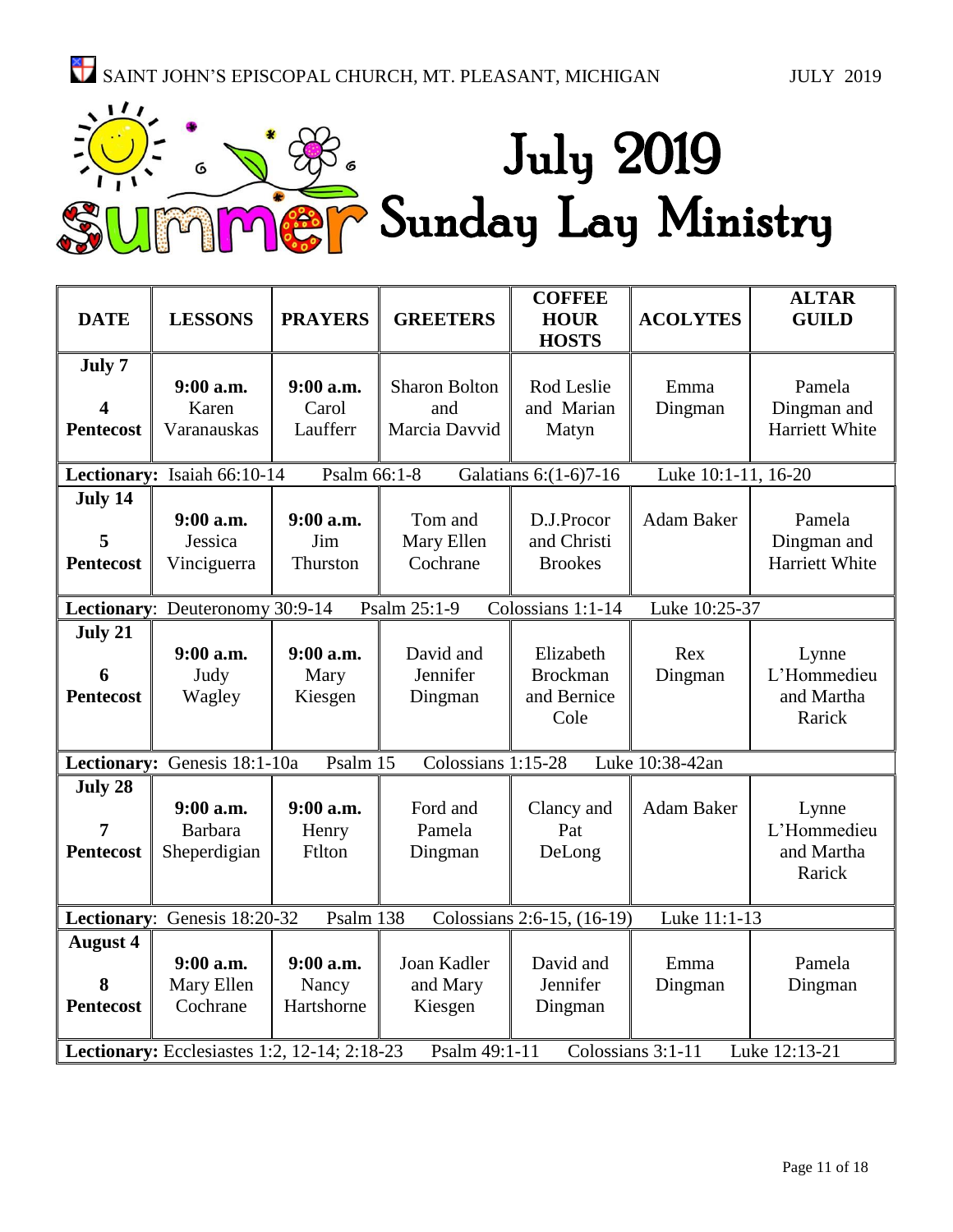# July 2019 Summer Sunday Lay Ministry

| DATE | LESSONS | PRAYERS | GREETERS | COFFEE HOUR HOSTS | ACOLYTES | ALTAR GUILD |
|---|---|---|---|---|---|---|
| **July 7** **4 Pentecost** | **9:00 a.m.** Karen Varanauskas | **9:00 a.m.** Carol Laufferr | Sharon Bolton and Marcia Davvid | Rod Leslie and Marian Matyn | Emma Dingman | Pamela Dingman and Harriett White |
| **Lectionary:** Isaiah 66:10-14 | Psalm 66:1-8 | Galatians 6:(1-6)7-16 | Luke 10:1-11, 16-20 | | | |
| **July 14** **5 Pentecost** | **9:00 a.m.** Jessica Vinciguerra | **9:00 a.m.** Jim Thurston | Tom and Mary Ellen Cochrane | D.J.Procor and Christi Brookes | Adam Baker | Pamela Dingman and Harriett White |
| **Lectionary**: Deuteronomy 30:9-14 | Psalm 25:1-9 | Colossians 1:1-14 | Luke 10:25-37 | | | |
| **July 21** **6 Pentecost** | **9:00 a.m.** Judy Wagley | **9:00 a.m.** Mary Kiesgen | David and Jennifer Dingman | Elizabeth Brockman and Bernice Cole | Rex Dingman | Lynne L'Hommedieu and Martha Rarick |
| **Lectionary:** Genesis 18:1-10a | Psalm 15 | Colossians 1:15-28 | Luke 10:38-42an | | | |
| **July 28** **7 Pentecost** | **9:00 a.m.** Barbara Sheperdigian | **9:00 a.m.** Henry Ftlton | Ford and Pamela Dingman | Clancy and Pat DeLong | Adam Baker | Lynne L'Hommedieu and Martha Rarick |
| **Lectionary**: Genesis 18:20-32 | Psalm 138 | Colossians 2:6-15, (16-19) | Luke 11:1-13 | | | |
| **August 4** **8 Pentecost** | **9:00 a.m.** Mary Ellen Cochrane | **9:00 a.m.** Nancy Hartshorne | Joan Kadler and Mary Kiesgen | David and Jennifer Dingman | Emma Dingman | Pamela Dingman |
| **Lectionary:** Ecclesiastes 1:2, 12-14; 2:18-23 | Psalm 49:1-11 | Colossians 3:1-11 | Luke 12:13-21 | | | |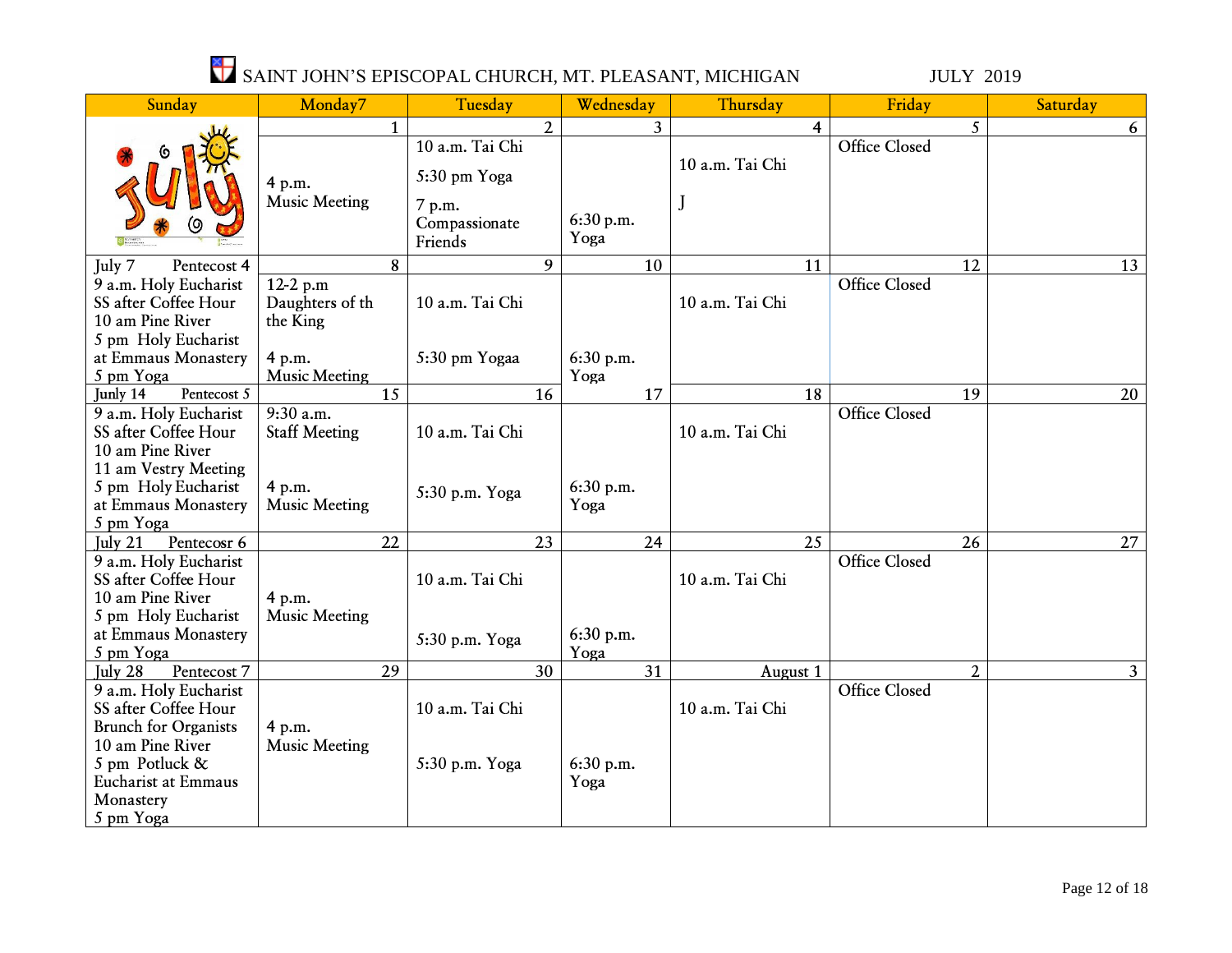# SAINT JOHN'S EPISCOPAL CHURCH, MT. PLEASANT, MICHIGAN JULY 2019

| Sunday | Monday7 | Tuesday | Wednesday | Thursday | Friday | Saturday |
|---|---|---|---|---|---|---|
| | 1 | 2 | 3 | 4 | 5 | 6 |
| | 4 p.m. Music Meeting | 10 a.m. Tai Chi<br>5:30 pm Yoga<br>7 p.m. Compassionate Friends | 6:30 p.m. Yoga | 10 a.m. Tai Chi<br>J | Office Closed | |
| July 7 Pentecost 4 | 8 | 9 | 10 | 11 | 12 | 13 |
| 9 a.m. Holy Eucharist<br>SS after Coffee Hour<br>10 am Pine River<br>5 pm Holy Eucharist at Emmaus Monastery<br>5 pm Yoga | 12-2 p.m Daughters of th the King<br>4 p.m. Music Meeting | 10 a.m. Tai Chi<br>5:30 pm Yogaa | 6:30 p.m. Yoga | 10 a.m. Tai Chi | Office Closed | |
| Junly 14 Pentecost 5 | 15 | 16 | 17 | 18 | 19 | 20 |
| 9 a.m. Holy Eucharist<br>SS after Coffee Hour<br>10 am Pine River<br>11 am Vestry Meeting<br>5 pm Holy Eucharist at Emmaus Monastery<br>5 pm Yoga | 9:30 a.m. Staff Meeting<br>4 p.m. Music Meeting | 10 a.m. Tai Chi<br>5:30 p.m. Yoga | 6:30 p.m. Yoga | 10 a.m. Tai Chi | Office Closed | |
| July 21 Pentecosr 6 | 22 | 23 | 24 | 25 | 26 | 27 |
| 9 a.m. Holy Eucharist<br>SS after Coffee Hour<br>10 am Pine River<br>5 pm Holy Eucharist at Emmaus Monastery<br>5 pm Yoga | 4 p.m. Music Meeting | 10 a.m. Tai Chi<br>5:30 p.m. Yoga | 6:30 p.m. Yoga | 10 a.m. Tai Chi | Office Closed | |
| July 28 Pentecost 7 | 29 | 30 | 31 | August 1 | 2 | 3 |
| 9 a.m. Holy Eucharist<br>SS after Coffee Hour<br>Brunch for Organists<br>10 am Pine River<br>5 pm Potluck & Eucharist at Emmaus Monastery<br>5 pm Yoga | 4 p.m. Music Meeting | 10 a.m. Tai Chi<br>5:30 p.m. Yoga | 6:30 p.m. Yoga | 10 a.m. Tai Chi | Office Closed | |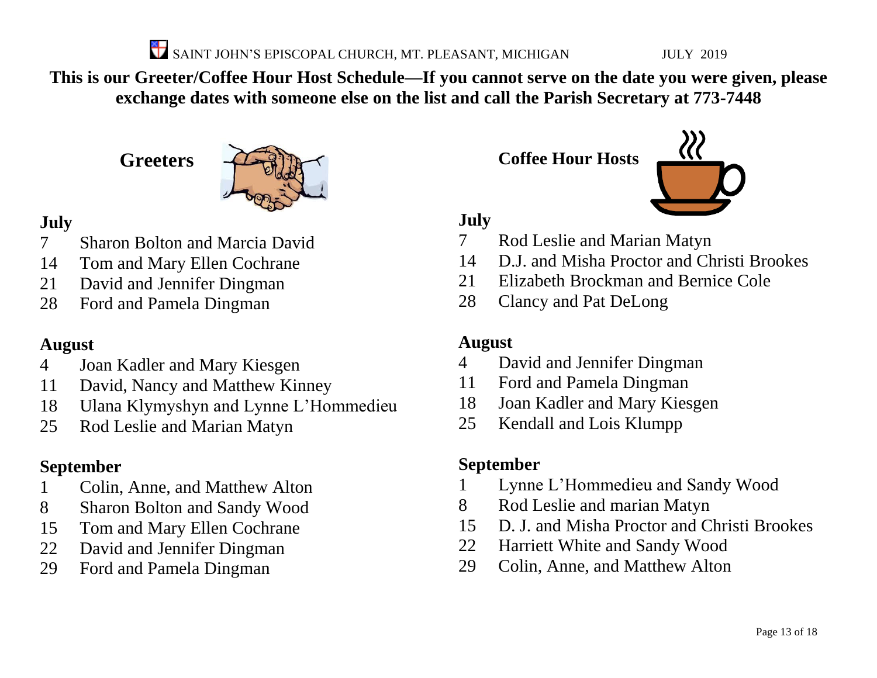SAINT JOHN'S EPISCOPAL CHURCH, MT. PLEASANT, MICHIGAN JULY 2019

**This is our Greeter/Coffee Hour Host Schedule—If you cannot serve on the date you were given, please exchange dates with someone else on the list and call the Parish Secretary at 773-7448**

## Greeters

### July
- 7 Sharon Bolton and Marcia David
- 14 Tom and Mary Ellen Cochrane
- 21 David and Jennifer Dingman
- 28 Ford and Pamela Dingman

### August
- 4 Joan Kadler and Mary Kiesgen
- 11 David, Nancy and Matthew Kinney
- 18 Ulana Klymyshyn and Lynne L'Hommedieu
- 25 Rod Leslie and Marian Matyn

### September
- 1 Colin, Anne, and Matthew Alton
- 8 Sharon Bolton and Sandy Wood
- 15 Tom and Mary Ellen Cochrane
- 22 David and Jennifer Dingman
- 29 Ford and Pamela Dingman

## Coffee Hour Hosts

### July
- 7 Rod Leslie and Marian Matyn
- 14 D.J. and Misha Proctor and Christi Brookes
- 21 Elizabeth Brockman and Bernice Cole
- 28 Clancy and Pat DeLong

### August
- 4 David and Jennifer Dingman
- 11 Ford and Pamela Dingman
- 18 Joan Kadler and Mary Kiesgen
- 25 Kendall and Lois Klumpp

### September
- 1 Lynne L'Hommedieu and Sandy Wood
- 8 Rod Leslie and marian Matyn
- 15 D. J. and Misha Proctor and Christi Brookes
- 22 Harriett White and Sandy Wood
- 29 Colin, Anne, and Matthew Alton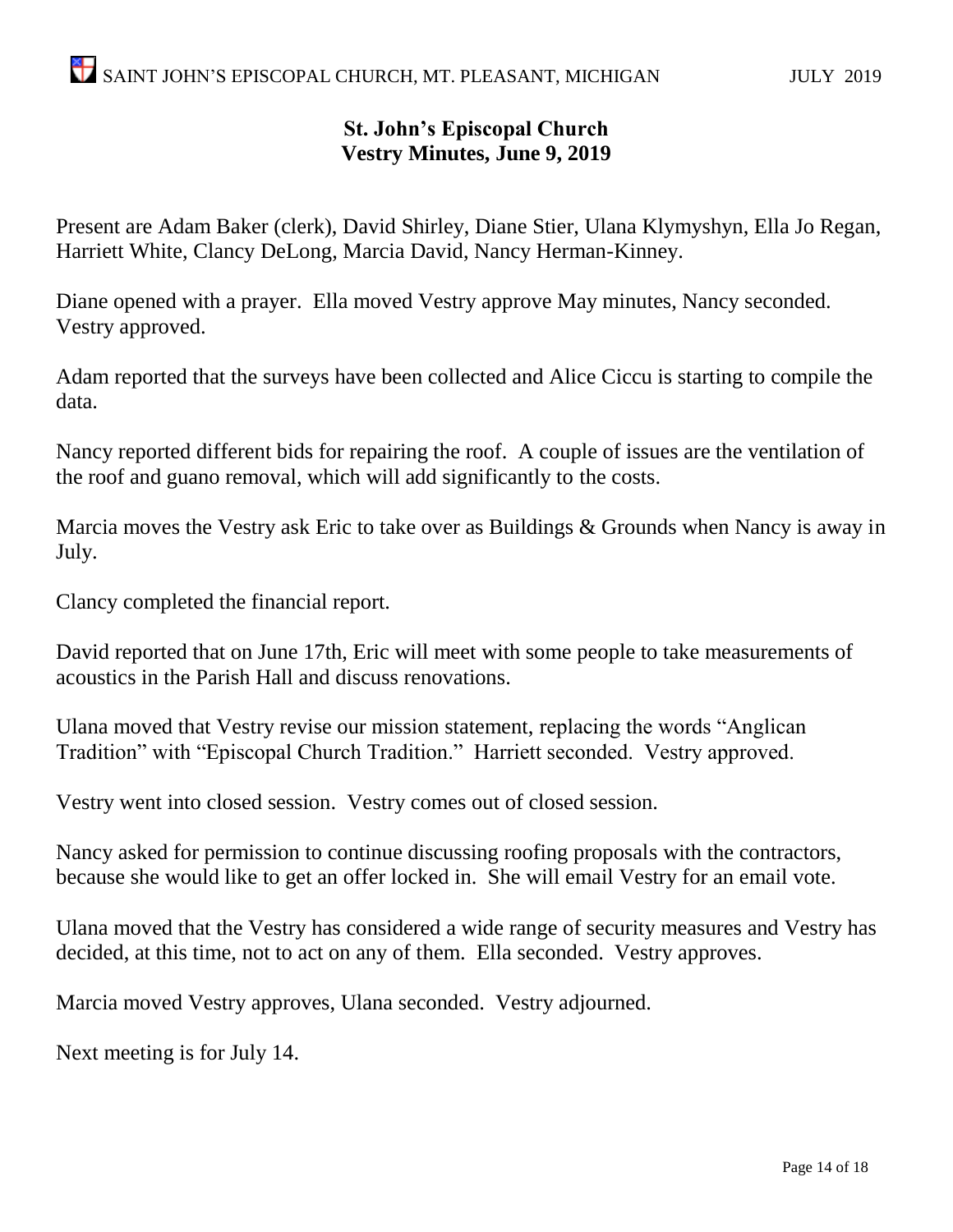## St. John's Episcopal Church
## Vestry Minutes, June 9, 2019

Present are Adam Baker (clerk), David Shirley, Diane Stier, Ulana Klymyshyn, Ella Jo Regan, Harriett White, Clancy DeLong, Marcia David, Nancy Herman-Kinney.

Diane opened with a prayer. Ella moved Vestry approve May minutes, Nancy seconded. Vestry approved.

Adam reported that the surveys have been collected and Alice Ciccu is starting to compile the data.

Nancy reported different bids for repairing the roof. A couple of issues are the ventilation of the roof and guano removal, which will add significantly to the costs.

Marcia moves the Vestry ask Eric to take over as Buildings & Grounds when Nancy is away in July.

Clancy completed the financial report.

David reported that on June 17th, Eric will meet with some people to take measurements of acoustics in the Parish Hall and discuss renovations.

Ulana moved that Vestry revise our mission statement, replacing the words "Anglican Tradition" with "Episcopal Church Tradition." Harriett seconded. Vestry approved.

Vestry went into closed session. Vestry comes out of closed session.

Nancy asked for permission to continue discussing roofing proposals with the contractors, because she would like to get an offer locked in. She will email Vestry for an email vote.

Ulana moved that the Vestry has considered a wide range of security measures and Vestry has decided, at this time, not to act on any of them. Ella seconded. Vestry approves.

Marcia moved Vestry approves, Ulana seconded. Vestry adjourned.

Next meeting is for July 14.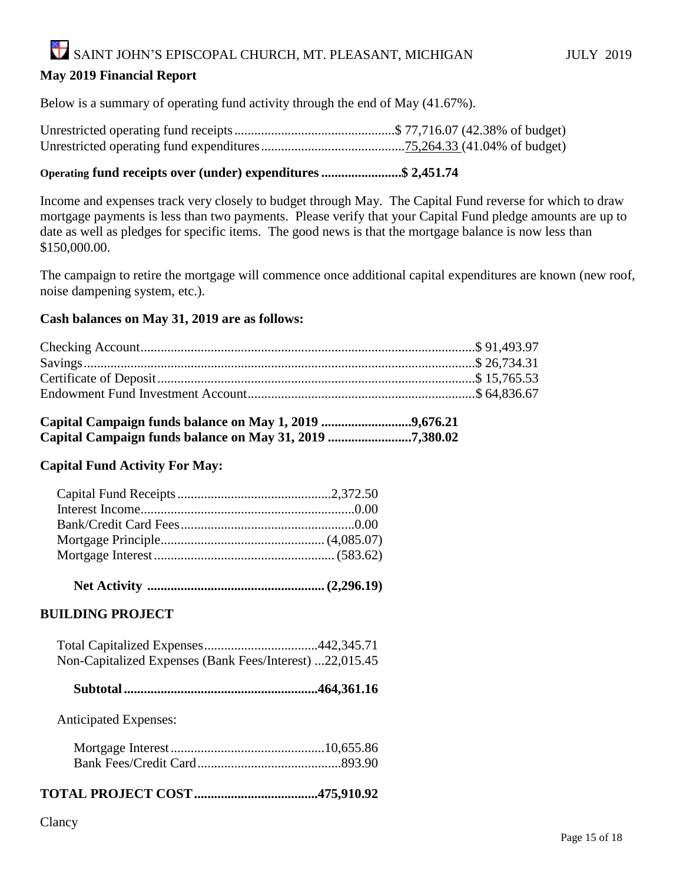## May 2019 Financial Report

Below is a summary of operating fund activity through the end of May (41.67%).

Unrestricted operating fund receipts................................................$ 77,716.07 (42.38% of budget)
Unrestricted operating fund expenditures..........................................75,264.33 (41.04% of budget)

**Operating fund receipts over (under) expenditures........................$ 2,451.74**

Income and expenses track very closely to budget through May. The Capital Fund reverse for which to draw mortgage payments is less than two payments. Please verify that your Capital Fund pledge amounts are up to date as well as pledges for specific items. The good news is that the mortgage balance is now less than $150,000.00.

The campaign to retire the mortgage will commence once additional capital expenditures are known (new roof, noise dampening system, etc.).

**Cash balances on May 31, 2019 are as follows:**

Checking Account....................................................................................................$ 91,493.97
Savings....................................................................................................................$ 26,734.31
Certificate of Deposit...............................................................................................$ 15,765.53
Endowment Fund Investment Account....................................................................$ 64,836.67

**Capital Campaign funds balance on May 1, 2019 ..........................9,676.21**
**Capital Campaign funds balance on May 31, 2019 ........................7,380.02**

**Capital Fund Activity For May:**

Capital Fund Receipts..............................................2,372.50
Interest Income................................................................0.00
Bank/Credit Card Fees....................................................0.00
Mortgage Principle................................................. (4,085.07)
Mortgage Interest...................................................... (583.62)

**Net Activity ..................................................... (2,296.19)**

**BUILDING PROJECT**

Total Capitalized Expenses..................................442,345.71
Non-Capitalized Expenses (Bank Fees/Interest) ...22,015.45

**Subtotal..........................................................464,361.16**

Anticipated Expenses:

Mortgage Interest..............................................10,655.86
Bank Fees/Credit Card...........................................893.90

**TOTAL PROJECT COST.....................................475,910.92**

Clancy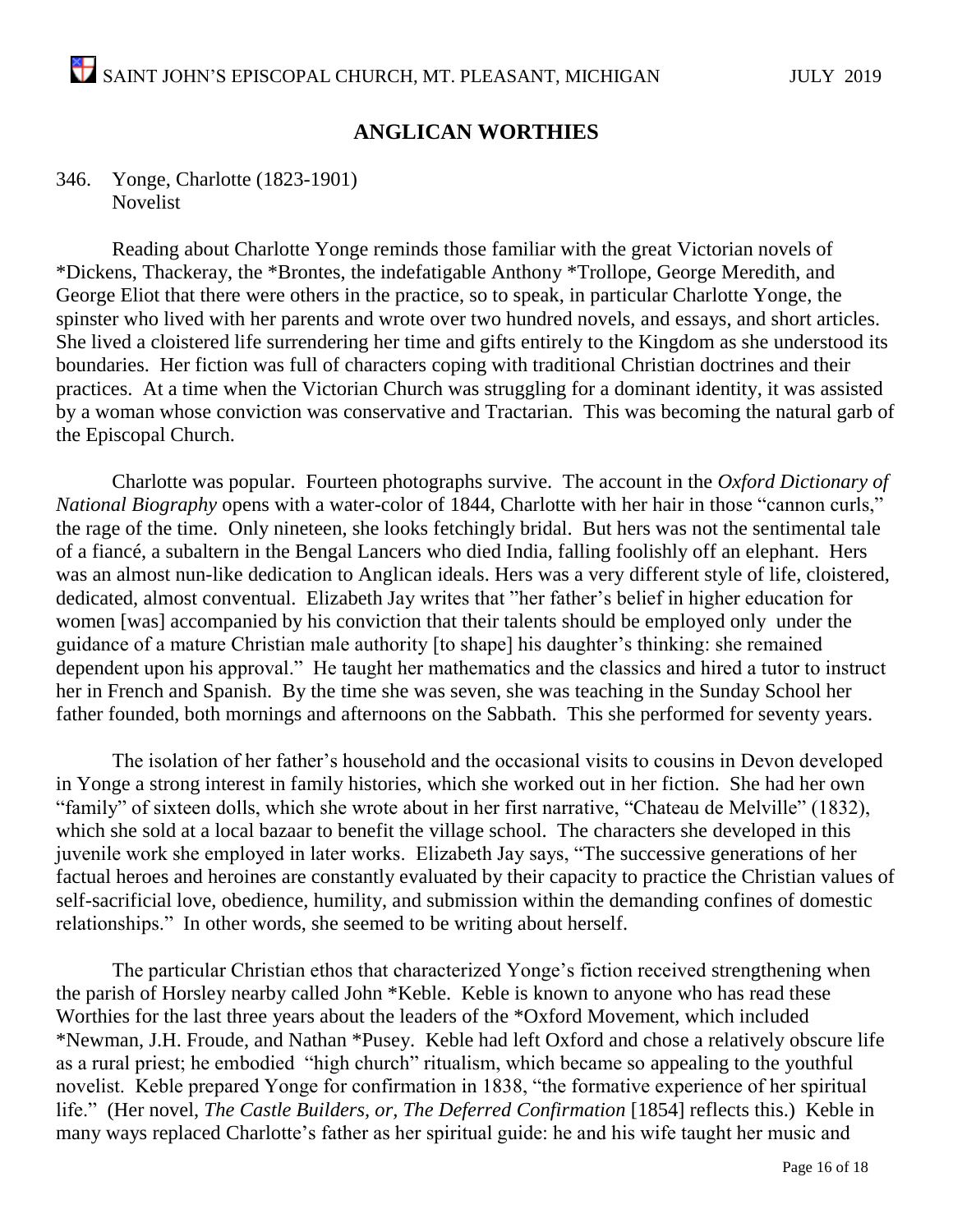## ANGLICAN WORTHIES

346. Yonge, Charlotte (1823-1901)
 Novelist

Reading about Charlotte Yonge reminds those familiar with the great Victorian novels of *Dickens, Thackeray, the *Brontes, the indefatigable Anthony *Trollope, George Meredith, and George Eliot that there were others in the practice, so to speak, in particular Charlotte Yonge, the spinster who lived with her parents and wrote over two hundred novels, and essays, and short articles. She lived a cloistered life surrendering her time and gifts entirely to the Kingdom as she understood its boundaries. Her fiction was full of characters coping with traditional Christian doctrines and their practices. At a time when the Victorian Church was struggling for a dominant identity, it was assisted by a woman whose conviction was conservative and Tractarian. This was becoming the natural garb of the Episcopal Church.

Charlotte was popular. Fourteen photographs survive. The account in the *Oxford Dictionary of National Biography* opens with a water-color of 1844, Charlotte with her hair in those "cannon curls," the rage of the time. Only nineteen, she looks fetchingly bridal. But hers was not the sentimental tale of a fiancé, a subaltern in the Bengal Lancers who died India, falling foolishly off an elephant. Hers was an almost nun-like dedication to Anglican ideals. Hers was a very different style of life, cloistered, dedicated, almost conventual. Elizabeth Jay writes that "her father's belief in higher education for women [was] accompanied by his conviction that their talents should be employed only under the guidance of a mature Christian male authority [to shape] his daughter's thinking: she remained dependent upon his approval." He taught her mathematics and the classics and hired a tutor to instruct her in French and Spanish. By the time she was seven, she was teaching in the Sunday School her father founded, both mornings and afternoons on the Sabbath. This she performed for seventy years.

The isolation of her father's household and the occasional visits to cousins in Devon developed in Yonge a strong interest in family histories, which she worked out in her fiction. She had her own "family" of sixteen dolls, which she wrote about in her first narrative, "Chateau de Melville" (1832), which she sold at a local bazaar to benefit the village school. The characters she developed in this juvenile work she employed in later works. Elizabeth Jay says, "The successive generations of her factual heroes and heroines are constantly evaluated by their capacity to practice the Christian values of self-sacrificial love, obedience, humility, and submission within the demanding confines of domestic relationships." In other words, she seemed to be writing about herself.

The particular Christian ethos that characterized Yonge's fiction received strengthening when the parish of Horsley nearby called John *Keble. Keble is known to anyone who has read these Worthies for the last three years about the leaders of the *Oxford Movement, which included *Newman, J.H. Froude, and Nathan *Pusey. Keble had left Oxford and chose a relatively obscure life as a rural priest; he embodied "high church" ritualism, which became so appealing to the youthful novelist. Keble prepared Yonge for confirmation in 1838, "the formative experience of her spiritual life." (Her novel, *The Castle Builders, or, The Deferred Confirmation* [1854] reflects this.) Keble in many ways replaced Charlotte's father as her spiritual guide: he and his wife taught her music and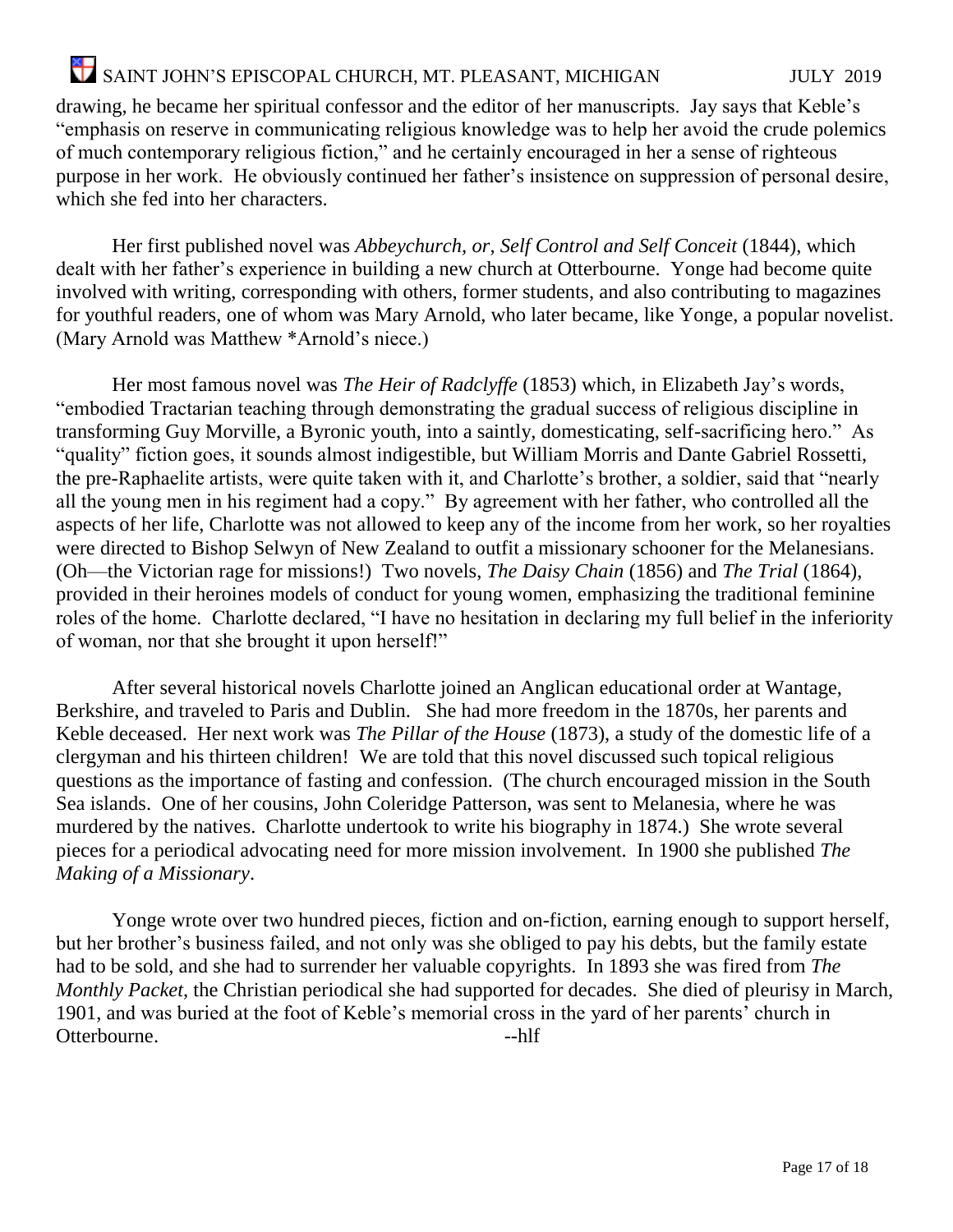drawing, he became her spiritual confessor and the editor of her manuscripts. Jay says that Keble's "emphasis on reserve in communicating religious knowledge was to help her avoid the crude polemics of much contemporary religious fiction," and he certainly encouraged in her a sense of righteous purpose in her work. He obviously continued her father's insistence on suppression of personal desire, which she fed into her characters.

Her first published novel was *Abbeychurch, or, Self Control and Self Conceit* (1844), which dealt with her father's experience in building a new church at Otterbourne. Yonge had become quite involved with writing, corresponding with others, former students, and also contributing to magazines for youthful readers, one of whom was Mary Arnold, who later became, like Yonge, a popular novelist. (Mary Arnold was Matthew *Arnold's niece.)

Her most famous novel was *The Heir of Radclyffe* (1853) which, in Elizabeth Jay's words, "embodied Tractarian teaching through demonstrating the gradual success of religious discipline in transforming Guy Morville, a Byronic youth, into a saintly, domesticating, self-sacrificing hero." As "quality" fiction goes, it sounds almost indigestible, but William Morris and Dante Gabriel Rossetti, the pre-Raphaelite artists, were quite taken with it, and Charlotte's brother, a soldier, said that "nearly all the young men in his regiment had a copy." By agreement with her father, who controlled all the aspects of her life, Charlotte was not allowed to keep any of the income from her work, so her royalties were directed to Bishop Selwyn of New Zealand to outfit a missionary schooner for the Melanesians. (Oh—the Victorian rage for missions!) Two novels, *The Daisy Chain* (1856) and *The Trial* (1864), provided in their heroines models of conduct for young women, emphasizing the traditional feminine roles of the home. Charlotte declared, "I have no hesitation in declaring my full belief in the inferiority of woman, nor that she brought it upon herself!"

After several historical novels Charlotte joined an Anglican educational order at Wantage, Berkshire, and traveled to Paris and Dublin. She had more freedom in the 1870s, her parents and Keble deceased. Her next work was *The Pillar of the House* (1873), a study of the domestic life of a clergyman and his thirteen children! We are told that this novel discussed such topical religious questions as the importance of fasting and confession. (The church encouraged mission in the South Sea islands. One of her cousins, John Coleridge Patterson, was sent to Melanesia, where he was murdered by the natives. Charlotte undertook to write his biography in 1874.) She wrote several pieces for a periodical advocating need for more mission involvement. In 1900 she published *The Making of a Missionary*.

Yonge wrote over two hundred pieces, fiction and on-fiction, earning enough to support herself, but her brother's business failed, and not only was she obliged to pay his debts, but the family estate had to be sold, and she had to surrender her valuable copyrights. In 1893 she was fired from *The Monthly Packet*, the Christian periodical she had supported for decades. She died of pleurisy in March, 1901, and was buried at the foot of Keble's memorial cross in the yard of her parents' church in Otterbourne.

--hlf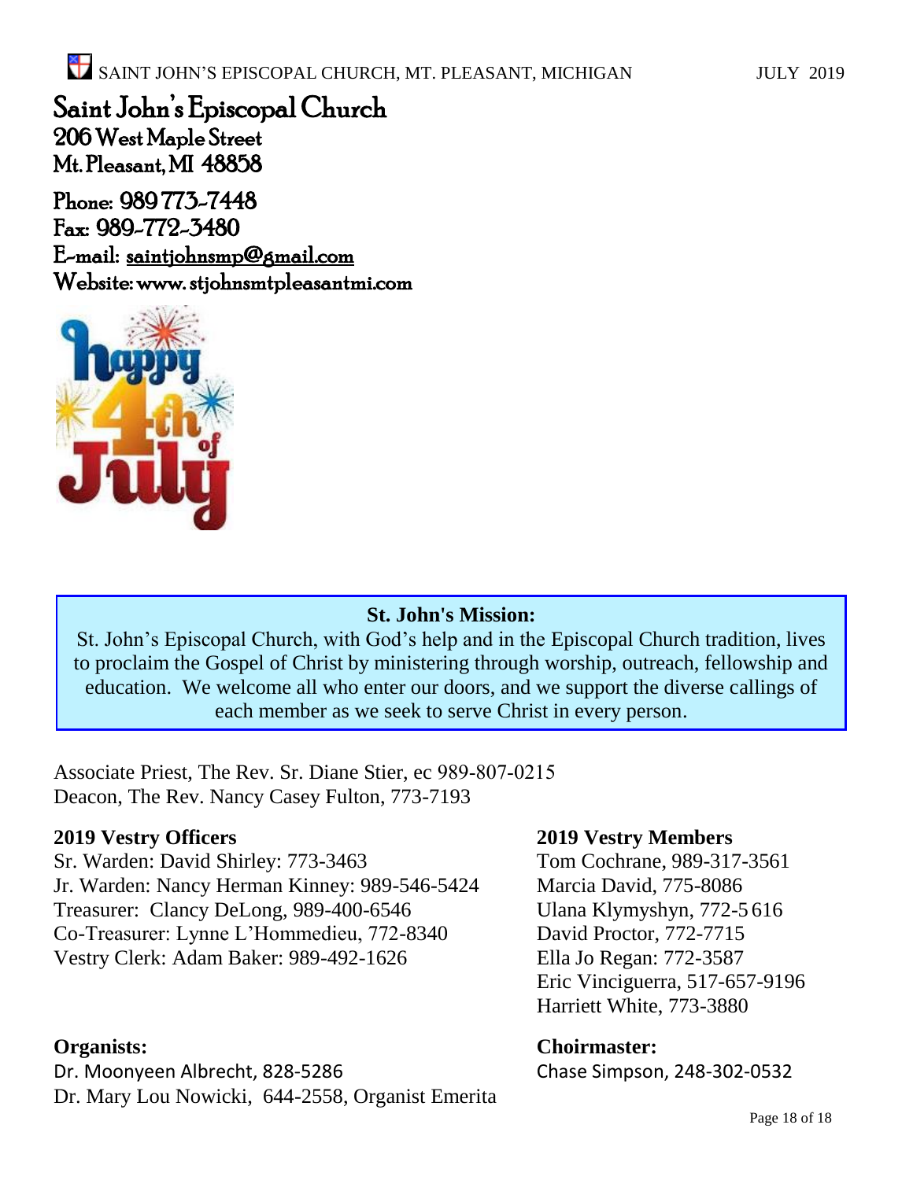# Saint John's Episcopal Church

206 West Maple Street
Mt. Pleasant, MI 48858

Phone: 989 773-7448
Fax: 989-772-3480
E-mail: saintjohnsmp@gmail.com
Website: www. stjohnsmtpleasantmi.com

**St. John's Mission:**

St. John's Episcopal Church, with God's help and in the Episcopal Church tradition, lives to proclaim the Gospel of Christ by ministering through worship, outreach, fellowship and education. We welcome all who enter our doors, and we support the diverse callings of each member as we seek to serve Christ in every person.

Associate Priest, The Rev. Sr. Diane Stier, ec 989-807-0215
Deacon, The Rev. Nancy Casey Fulton, 773-7193

**2019 Vestry Officers**

Sr. Warden: David Shirley: 773-3463
Jr. Warden: Nancy Herman Kinney: 989-546-5424
Treasurer: Clancy DeLong, 989-400-6546
Co-Treasurer: Lynne L'Hommedieu, 772-8340
Vestry Clerk: Adam Baker: 989-492-1626

**2019 Vestry Members**

Tom Cochrane, 989-317-3561
Marcia David, 775-8086
Ulana Klymyshyn, 772-5 616
David Proctor, 772-7715
Ella Jo Regan: 772-3587
Eric Vinciguerra, 517-657-9196
Harriett White, 773-3880

**Organists:**

Dr. Moonyeen Albrecht, 828-5286
Dr. Mary Lou Nowicki, 644-2558, Organist Emerita

**Choirmaster:**

Chase Simpson, 248-302-0532